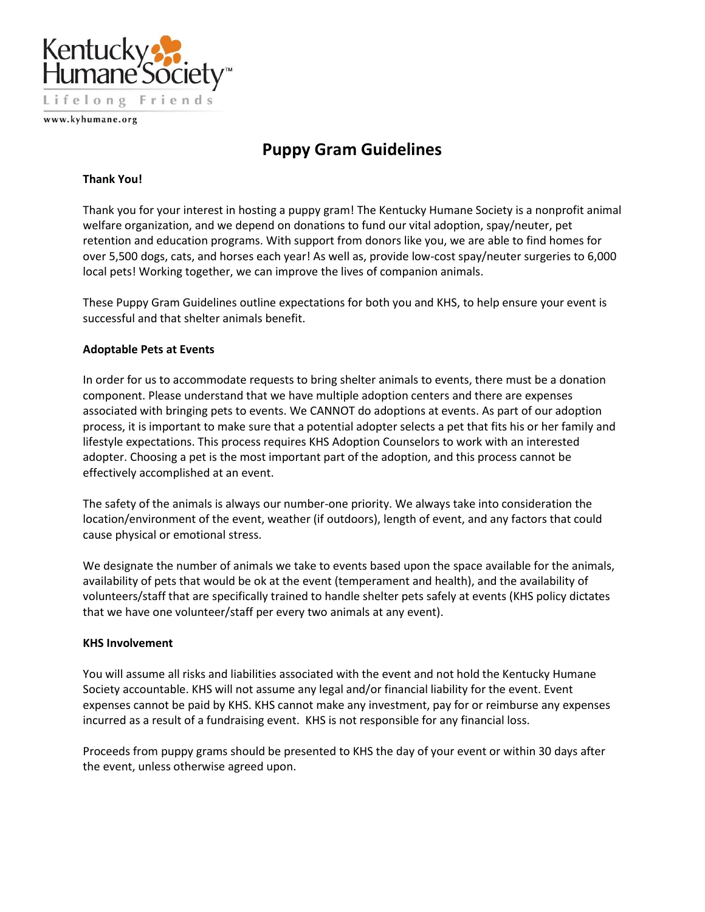Kentucky Humane Society

Lifelong Friends

www.kyhumane.org

# Puppy Gram Guidelines

**Thank You!**

Thank you for your interest in hosting a puppy gram! The Kentucky Humane Society is a nonprofit animal welfare organization, and we depend on donations to fund our vital adoption, spay/neuter, pet retention and education programs. With support from donors like you, we are able to find homes for over 5,500 dogs, cats, and horses each year! As well as, provide low-cost spay/neuter surgeries to 6,000 local pets! Working together, we can improve the lives of companion animals.

These Puppy Gram Guidelines outline expectations for both you and KHS, to help ensure your event is successful and that shelter animals benefit.

**Adoptable Pets at Events**

In order for us to accommodate requests to bring shelter animals to events, there must be a donation component. Please understand that we have multiple adoption centers and there are expenses associated with bringing pets to events. We CANNOT do adoptions at events. As part of our adoption process, it is important to make sure that a potential adopter selects a pet that fits his or her family and lifestyle expectations. This process requires KHS Adoption Counselors to work with an interested adopter. Choosing a pet is the most important part of the adoption, and this process cannot be effectively accomplished at an event.

The safety of the animals is always our number-one priority. We always take into consideration the location/environment of the event, weather (if outdoors), length of event, and any factors that could cause physical or emotional stress.

We designate the number of animals we take to events based upon the space available for the animals, availability of pets that would be ok at the event (temperament and health), and the availability of volunteers/staff that are specifically trained to handle shelter pets safely at events (KHS policy dictates that we have one volunteer/staff per every two animals at any event).

**KHS Involvement**

You will assume all risks and liabilities associated with the event and not hold the Kentucky Humane Society accountable. KHS will not assume any legal and/or financial liability for the event. Event expenses cannot be paid by KHS. KHS cannot make any investment, pay for or reimburse any expenses incurred as a result of a fundraising event. KHS is not responsible for any financial loss.

Proceeds from puppy grams should be presented to KHS the day of your event or within 30 days after the event, unless otherwise agreed upon.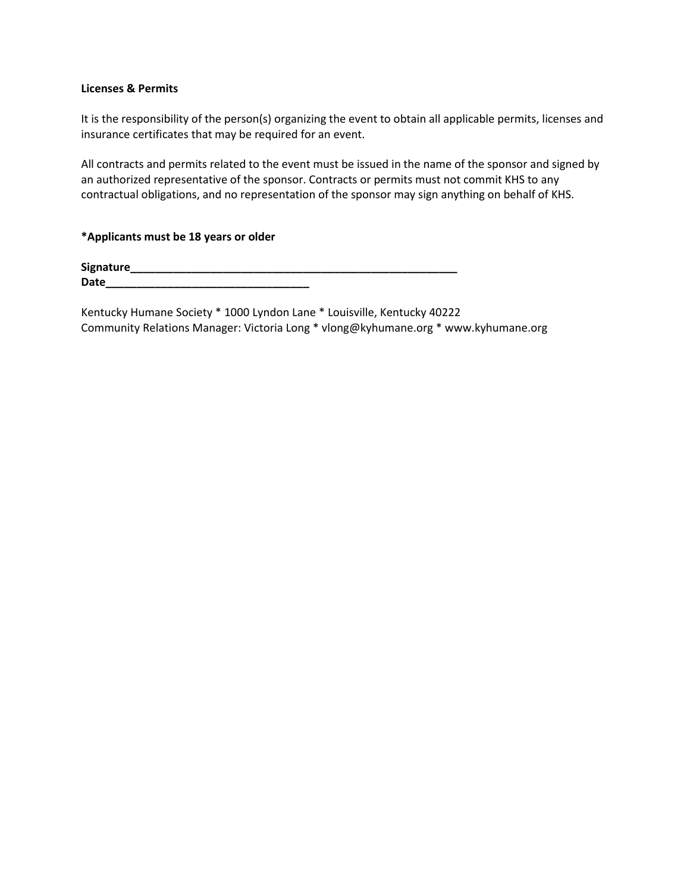**Licenses & Permits**

It is the responsibility of the person(s) organizing the event to obtain all applicable permits, licenses and insurance certificates that may be required for an event.

All contracts and permits related to the event must be issued in the name of the sponsor and signed by an authorized representative of the sponsor. Contracts or permits must not commit KHS to any contractual obligations, and no representation of the sponsor may sign anything on behalf of KHS.

**\*Applicants must be 18 years or older**

**Signature**\_\_\_\_\_\_\_\_\_\_\_\_\_\_\_\_\_\_\_\_\_\_\_\_\_\_\_\_\_\_\_\_\_\_\_\_\_\_\_\_\_\_\_\_\_\_\_\_\_\_\_\_\_\_
**Date**\_\_\_\_\_\_\_\_\_\_\_\_\_\_\_\_\_\_\_\_\_\_\_\_\_\_\_\_\_\_\_\_\_\_

Kentucky Humane Society * 1000 Lyndon Lane * Louisville, Kentucky 40222
Community Relations Manager: Victoria Long * vlong@kyhumane.org * www.kyhumane.org